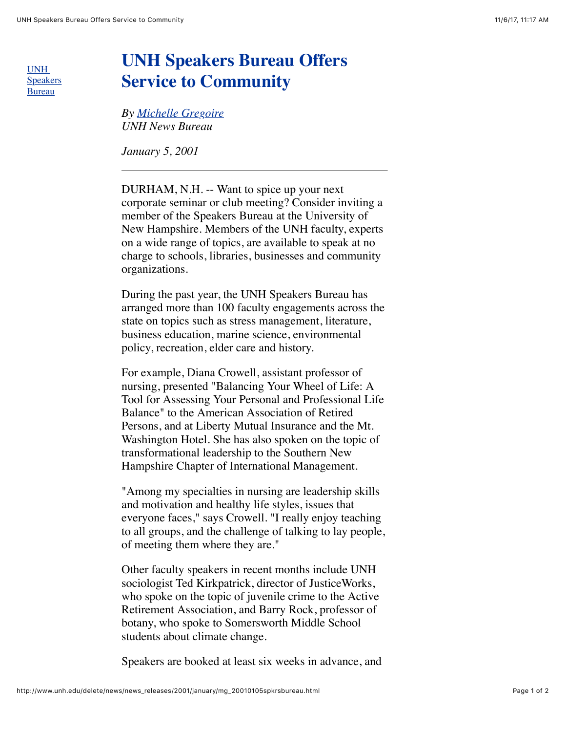UNH Speakers Bureau

# UNH Speakers Bureau Offers Service to Community

*By Michelle Gregoire*
*UNH News Bureau*

*January 5, 2001*

---

DURHAM, N.H. -- Want to spice up your next corporate seminar or club meeting? Consider inviting a member of the Speakers Bureau at the University of New Hampshire. Members of the UNH faculty, experts on a wide range of topics, are available to speak at no charge to schools, libraries, businesses and community organizations.

During the past year, the UNH Speakers Bureau has arranged more than 100 faculty engagements across the state on topics such as stress management, literature, business education, marine science, environmental policy, recreation, elder care and history.

For example, Diana Crowell, assistant professor of nursing, presented "Balancing Your Wheel of Life: A Tool for Assessing Your Personal and Professional Life Balance" to the American Association of Retired Persons, and at Liberty Mutual Insurance and the Mt. Washington Hotel. She has also spoken on the topic of transformational leadership to the Southern New Hampshire Chapter of International Management.

"Among my specialties in nursing are leadership skills and motivation and healthy life styles, issues that everyone faces," says Crowell. "I really enjoy teaching to all groups, and the challenge of talking to lay people, of meeting them where they are."

Other faculty speakers in recent months include UNH sociologist Ted Kirkpatrick, director of JusticeWorks, who spoke on the topic of juvenile crime to the Active Retirement Association, and Barry Rock, professor of botany, who spoke to Somersworth Middle School students about climate change.

Speakers are booked at least six weeks in advance, and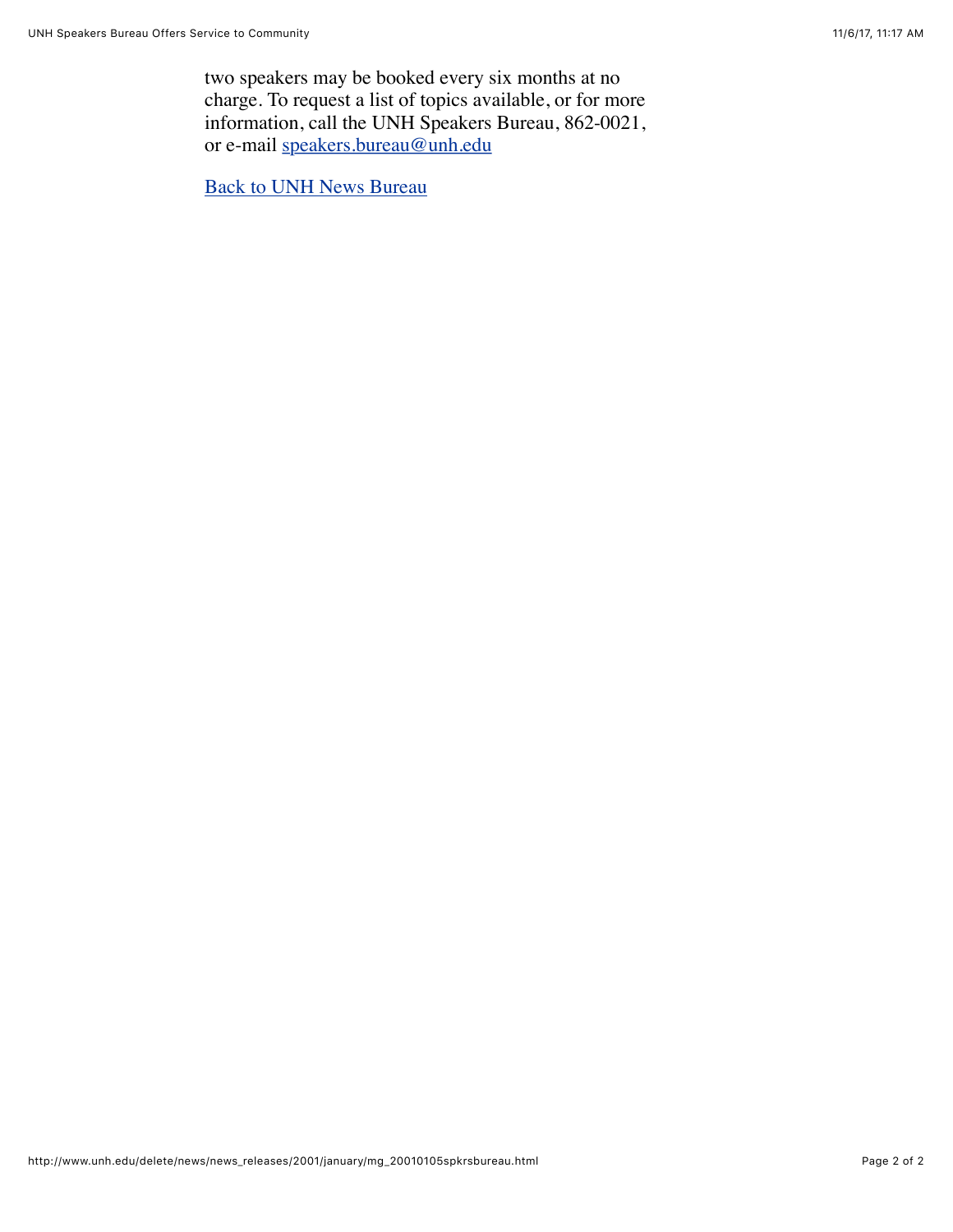two speakers may be booked every six months at no charge. To request a list of topics available, or for more information, call the UNH Speakers Bureau, 862-0021, or e-mail speakers.bureau@unh.edu

Back to UNH News Bureau